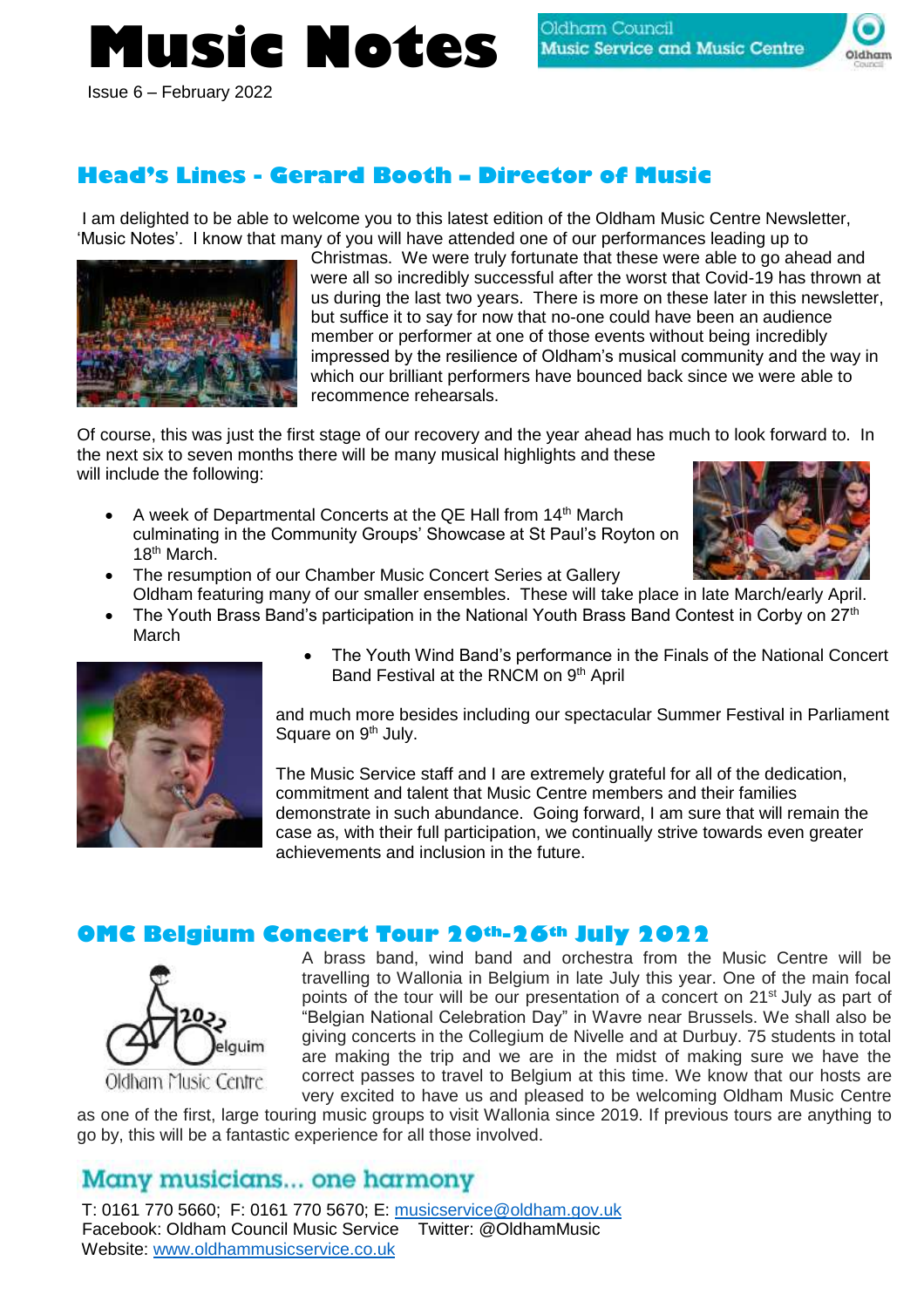# Music Notes

Oldham Council Music Service and Music Centre

Issue 6 – February 2022

## Head's Lines - Gerard Booth – Director of Music

I am delighted to be able to welcome you to this latest edition of the Oldham Music Centre Newsletter, 'Music Notes'. I know that many of you will have attended one of our performances leading up to Christmas. We were truly fortunate that these were able to go ahead and were all so incredibly successful after the worst that Covid-19 has thrown at us during the last two years. There is more on these later in this newsletter, but suffice it to say for now that no-one could have been an audience member or performer at one of those events without being incredibly impressed by the resilience of Oldham's musical community and the way in which our brilliant performers have bounced back since we were able to recommence rehearsals.

Of course, this was just the first stage of our recovery and the year ahead has much to look forward to. In the next six to seven months there will be many musical highlights and these will include the following:

- A week of Departmental Concerts at the QE Hall from 14th March culminating in the Community Groups' Showcase at St Paul's Royton on 18th March.
- The resumption of our Chamber Music Concert Series at Gallery Oldham featuring many of our smaller ensembles. These will take place in late March/early April.
- The Youth Brass Band's participation in the National Youth Brass Band Contest in Corby on 27th March
- The Youth Wind Band's performance in the Finals of the National Concert Band Festival at the RNCM on 9th April

and much more besides including our spectacular Summer Festival in Parliament Square on 9th July.

The Music Service staff and I are extremely grateful for all of the dedication, commitment and talent that Music Centre members and their families demonstrate in such abundance. Going forward, I am sure that will remain the case as, with their full participation, we continually strive towards even greater achievements and inclusion in the future.

## OMC Belgium Concert Tour 20th-26th July 2022

A brass band, wind band and orchestra from the Music Centre will be travelling to Wallonia in Belgium in late July this year. One of the main focal points of the tour will be our presentation of a concert on 21st July as part of "Belgian National Celebration Day" in Wavre near Brussels. We shall also be giving concerts in the Collegium de Nivelle and at Durbuy. 75 students in total are making the trip and we are in the midst of making sure we have the correct passes to travel to Belgium at this time. We know that our hosts are very excited to have us and pleased to be welcoming Oldham Music Centre as one of the first, large touring music groups to visit Wallonia since 2019. If previous tours are anything to go by, this will be a fantastic experience for all those involved.

## Many musicians... one harmony

T: 0161 770 5660; F: 0161 770 5670; E: musicservice@oldham.gov.uk
Facebook: Oldham Council Music Service Twitter: @OldhamMusic
Website: www.oldhammusicservice.co.uk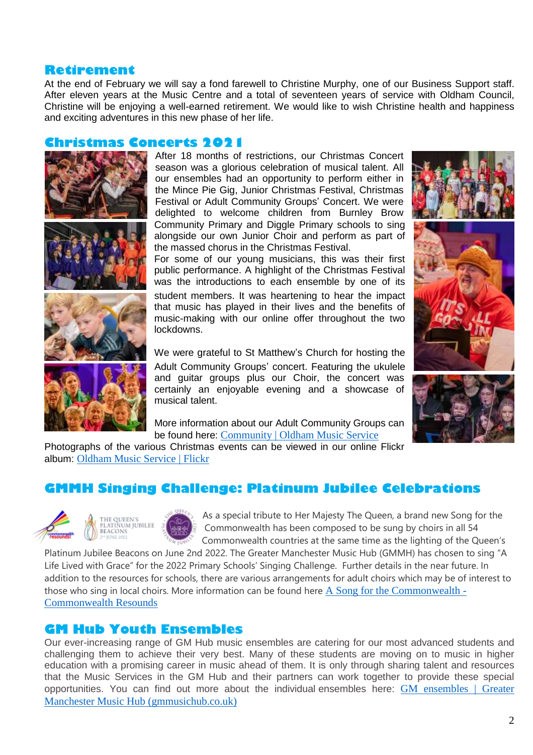## Retirement

At the end of February we will say a fond farewell to Christine Murphy, one of our Business Support staff. After eleven years at the Music Centre and a total of seventeen years of service with Oldham Council, Christine will be enjoying a well-earned retirement. We would like to wish Christine health and happiness and exciting adventures in this new phase of her life.

## Christmas Concerts 2021

After 18 months of restrictions, our Christmas Concert season was a glorious celebration of musical talent. All our ensembles had an opportunity to perform either in the Mince Pie Gig, Junior Christmas Festival, Christmas Festival or Adult Community Groups' Concert. We were delighted to welcome children from Burnley Brow Community Primary and Diggle Primary schools to sing alongside our own Junior Choir and perform as part of the massed chorus in the Christmas Festival.

For some of our young musicians, this was their first public performance. A highlight of the Christmas Festival was the introductions to each ensemble by one of its student members. It was heartening to hear the impact that music has played in their lives and the benefits of music-making with our online offer throughout the two lockdowns.

We were grateful to St Matthew's Church for hosting the Adult Community Groups' concert. Featuring the ukulele and guitar groups plus our Choir, the concert was certainly an enjoyable evening and a showcase of musical talent.

More information about our Adult Community Groups can be found here: [Community | Oldham Music Service]

Photographs of the various Christmas events can be viewed in our online Flickr album: [Oldham Music Service | Flickr]

## GMMH Singing Challenge: Platinum Jubilee Celebrations

As a special tribute to Her Majesty The Queen, a brand new Song for the Commonwealth has been composed to be sung by choirs in all 54 Commonwealth countries at the same time as the lighting of the Queen's Platinum Jubilee Beacons on June 2nd 2022. The Greater Manchester Music Hub (GMMH) has chosen to sing "A Life Lived with Grace" for the 2022 Primary Schools' Singing Challenge. Further details in the near future. In addition to the resources for schools, there are various arrangements for adult choirs which may be of interest to those who sing in local choirs. More information can be found here [A Song for the Commonwealth - Commonwealth Resounds]

## GM Hub Youth Ensembles

Our ever-increasing range of GM Hub music ensembles are catering for our most advanced students and challenging them to achieve their very best. Many of these students are moving on to music in higher education with a promising career in music ahead of them. It is only through sharing talent and resources that the Music Services in the GM Hub and their partners can work together to provide these special opportunities. You can find out more about the individual ensembles here: [GM ensembles | Greater Manchester Music Hub (gmmusichub.co.uk)]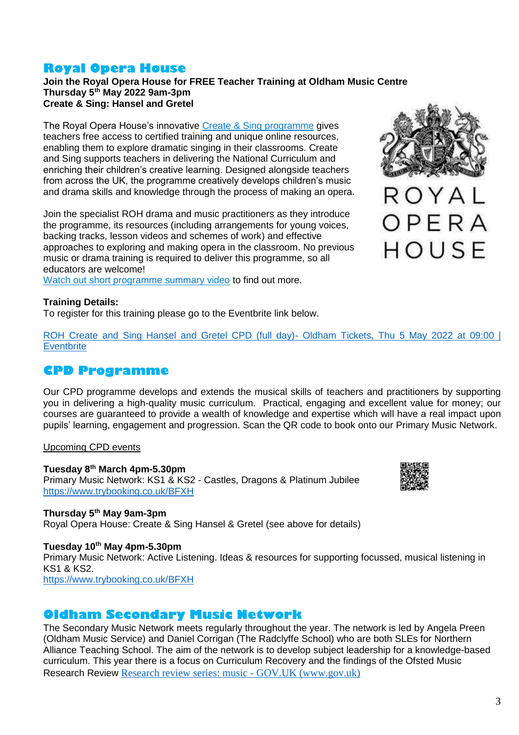## Royal Opera House

**Join the Royal Opera House for FREE Teacher Training at Oldham Music Centre**
**Thursday 5th May 2022 9am-3pm**
**Create & Sing: Hansel and Gretel**

The Royal Opera House's innovative Create & Sing programme gives teachers free access to certified training and unique online resources, enabling them to explore dramatic singing in their classrooms. Create and Sing supports teachers in delivering the National Curriculum and enriching their children's creative learning. Designed alongside teachers from across the UK, the programme creatively develops children's music and drama skills and knowledge through the process of making an opera.

Join the specialist ROH drama and music practitioners as they introduce the programme, its resources (including arrangements for young voices, backing tracks, lesson videos and schemes of work) and effective approaches to exploring and making opera in the classroom. No previous music or drama training is required to deliver this programme, so all educators are welcome!
Watch out short programme summary video to find out more.

**Training Details:**
To register for this training please go to the Eventbrite link below.

ROH Create and Sing Hansel and Gretel CPD (full day)- Oldham Tickets, Thu 5 May 2022 at 09:00 | Eventbrite

## CPD Programme

Our CPD programme develops and extends the musical skills of teachers and practitioners by supporting you in delivering a high-quality music curriculum. Practical, engaging and excellent value for money; our courses are guaranteed to provide a wealth of knowledge and expertise which will have a real impact upon pupils' learning, engagement and progression. Scan the QR code to book onto our Primary Music Network.

Upcoming CPD events

**Tuesday 8th March 4pm-5.30pm**
Primary Music Network: KS1 & KS2 - Castles, Dragons & Platinum Jubilee
https://www.trybooking.co.uk/BFXH

**Thursday 5th May 9am-3pm**
Royal Opera House: Create & Sing Hansel & Gretel (see above for details)

**Tuesday 10th May 4pm-5.30pm**
Primary Music Network: Active Listening. Ideas & resources for supporting focussed, musical listening in KS1 & KS2.
https://www.trybooking.co.uk/BFXH

## Oldham Secondary Music Network

The Secondary Music Network meets regularly throughout the year. The network is led by Angela Preen (Oldham Music Service) and Daniel Corrigan (The Radclyffe School) who are both SLEs for Northern Alliance Teaching School. The aim of the network is to develop subject leadership for a knowledge-based curriculum. This year there is a focus on Curriculum Recovery and the findings of the Ofsted Music Research Review Research review series: music - GOV.UK (www.gov.uk)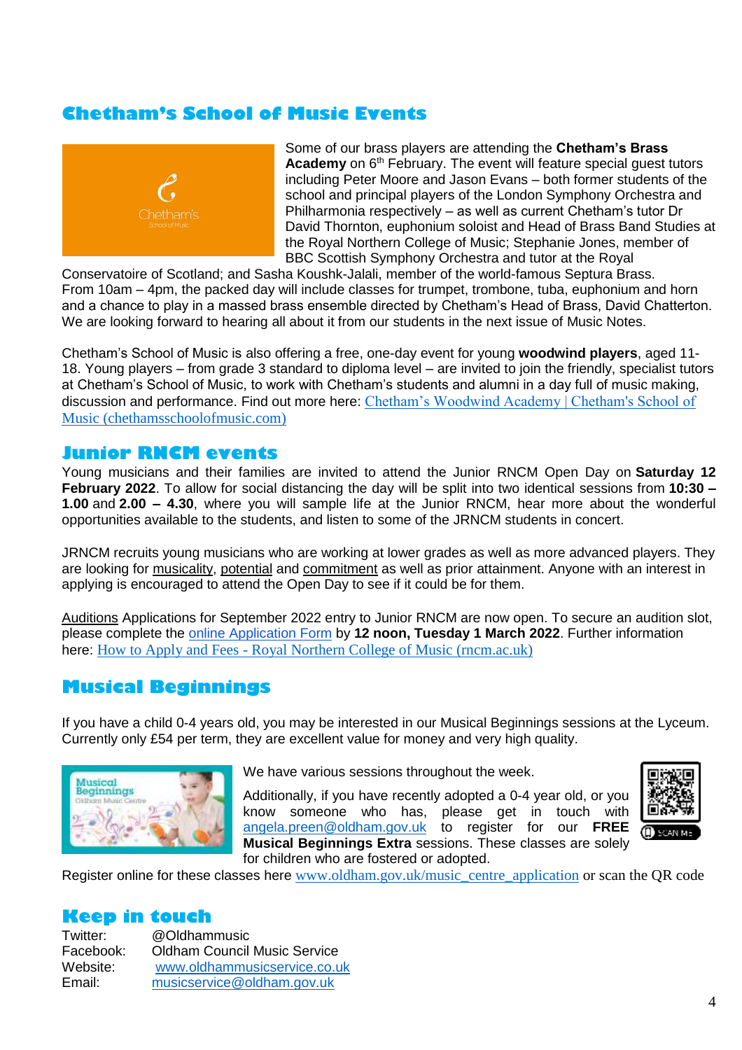## Chetham's School of Music Events

Some of our brass players are attending the **Chetham's Brass Academy** on 6th February. The event will feature special guest tutors including Peter Moore and Jason Evans – both former students of the school and principal players of the London Symphony Orchestra and Philharmonia respectively – as well as current Chetham's tutor Dr David Thornton, euphonium soloist and Head of Brass Band Studies at the Royal Northern College of Music; Stephanie Jones, member of BBC Scottish Symphony Orchestra and tutor at the Royal Conservatoire of Scotland; and Sasha Koushk-Jalali, member of the world-famous Septura Brass. From 10am – 4pm, the packed day will include classes for trumpet, trombone, tuba, euphonium and horn and a chance to play in a massed brass ensemble directed by Chetham's Head of Brass, David Chatterton. We are looking forward to hearing all about it from our students in the next issue of Music Notes.

Chetham's School of Music is also offering a free, one-day event for young **woodwind players**, aged 11-18. Young players – from grade 3 standard to diploma level – are invited to join the friendly, specialist tutors at Chetham's School of Music, to work with Chetham's students and alumni in a day full of music making, discussion and performance. Find out more here: Chetham's Woodwind Academy | Chetham's School of Music (chethamsschoolofmusic.com)

## Junior RNCM events

Young musicians and their families are invited to attend the Junior RNCM Open Day on **Saturday 12 February 2022**. To allow for social distancing the day will be split into two identical sessions from **10:30 – 1.00** and **2.00 – 4.30**, where you will sample life at the Junior RNCM, hear more about the wonderful opportunities available to the students, and listen to some of the JRNCM students in concert.

JRNCM recruits young musicians who are working at lower grades as well as more advanced players. They are looking for musicality, potential and commitment as well as prior attainment. Anyone with an interest in applying is encouraged to attend the Open Day to see if it could be for them.

Auditions Applications for September 2022 entry to Junior RNCM are now open. To secure an audition slot, please complete the online Application Form by **12 noon, Tuesday 1 March 2022**. Further information here: How to Apply and Fees - Royal Northern College of Music (rncm.ac.uk)

## Musical Beginnings

If you have a child 0-4 years old, you may be interested in our Musical Beginnings sessions at the Lyceum. Currently only £54 per term, they are excellent value for money and very high quality.

We have various sessions throughout the week.

Additionally, if you have recently adopted a 0-4 year old, or you know someone who has, please get in touch with angela.preen@oldham.gov.uk to register for our **FREE Musical Beginnings Extra** sessions. These classes are solely for children who are fostered or adopted.

Register online for these classes here www.oldham.gov.uk/music_centre_application or scan the QR code

## Keep in touch

| | |
|---|---|
| Twitter: | @Oldhammusic |
| Facebook: | Oldham Council Music Service |
| Website: | www.oldhammusicservice.co.uk |
| Email: | musicservice@oldham.gov.uk |